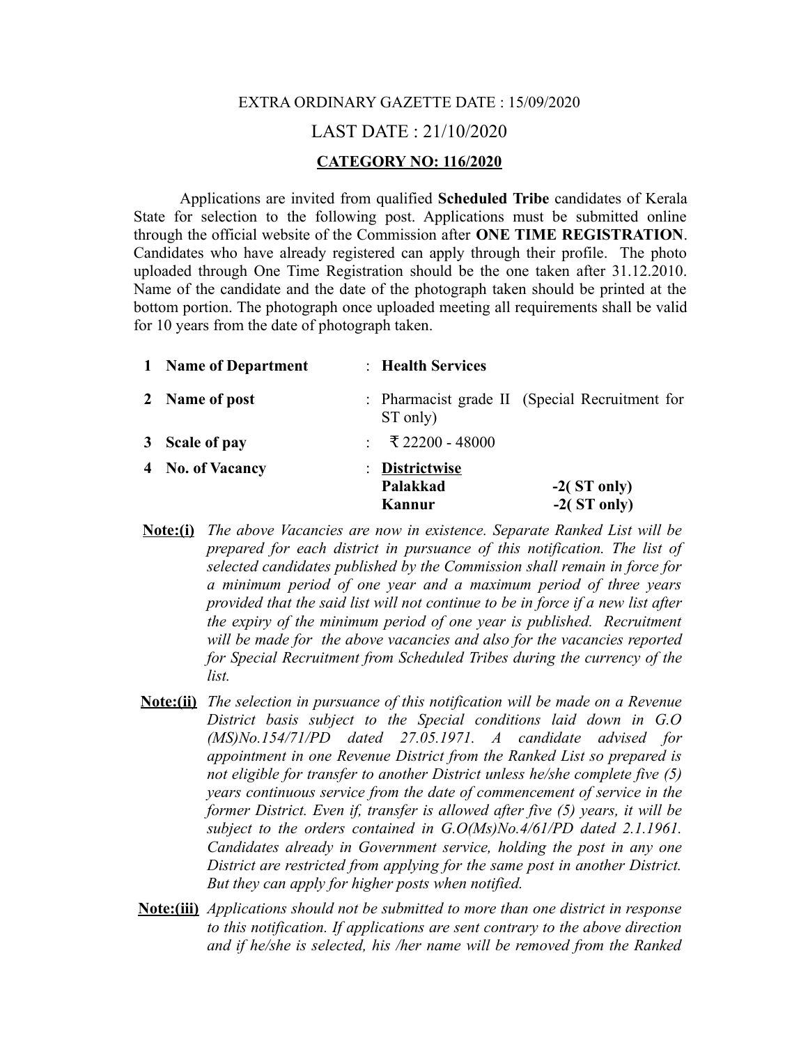EXTRA ORDINARY GAZETTE DATE : 15/09/2020

LAST DATE : 21/10/2020

**CATEGORY NO: 116/2020**

Applications are invited from qualified **Scheduled Tribe** candidates of Kerala State for selection to the following post. Applications must be submitted online through the official website of the Commission after **ONE TIME REGISTRATION**. Candidates who have already registered can apply through their profile. The photo uploaded through One Time Registration should be the one taken after 31.12.2010. Name of the candidate and the date of the photograph taken should be printed at the bottom portion. The photograph once uploaded meeting all requirements shall be valid for 10 years from the date of photograph taken.

| | | | |
|---|---|---|---|
| 1 | **Name of Department** | : | **Health Services** |
| 2 | **Name of post** | : | Pharmacist grade II (Special Recruitment for ST only) |
| 3 | **Scale of pay** | : | ₹ 22200 - 48000 |
| 4 | **No. of Vacancy** | : | **Districtwise**<br>**Palakkad -2( ST only)**<br>**Kannur -2( ST only)** |

**Note:(i)** *The above Vacancies are now in existence. Separate Ranked List will be prepared for each district in pursuance of this notification. The list of selected candidates published by the Commission shall remain in force for a minimum period of one year and a maximum period of three years provided that the said list will not continue to be in force if a new list after the expiry of the minimum period of one year is published. Recruitment will be made for the above vacancies and also for the vacancies reported for Special Recruitment from Scheduled Tribes during the currency of the list.*

**Note:(ii)** *The selection in pursuance of this notification will be made on a Revenue District basis subject to the Special conditions laid down in G.O (MS)No.154/71/PD dated 27.05.1971. A candidate advised for appointment in one Revenue District from the Ranked List so prepared is not eligible for transfer to another District unless he/she complete five (5) years continuous service from the date of commencement of service in the former District. Even if, transfer is allowed after five (5) years, it will be subject to the orders contained in G.O(Ms)No.4/61/PD dated 2.1.1961. Candidates already in Government service, holding the post in any one District are restricted from applying for the same post in another District. But they can apply for higher posts when notified.*

**Note:(iii)** *Applications should not be submitted to more than one district in response to this notification. If applications are sent contrary to the above direction and if he/she is selected, his /her name will be removed from the Ranked*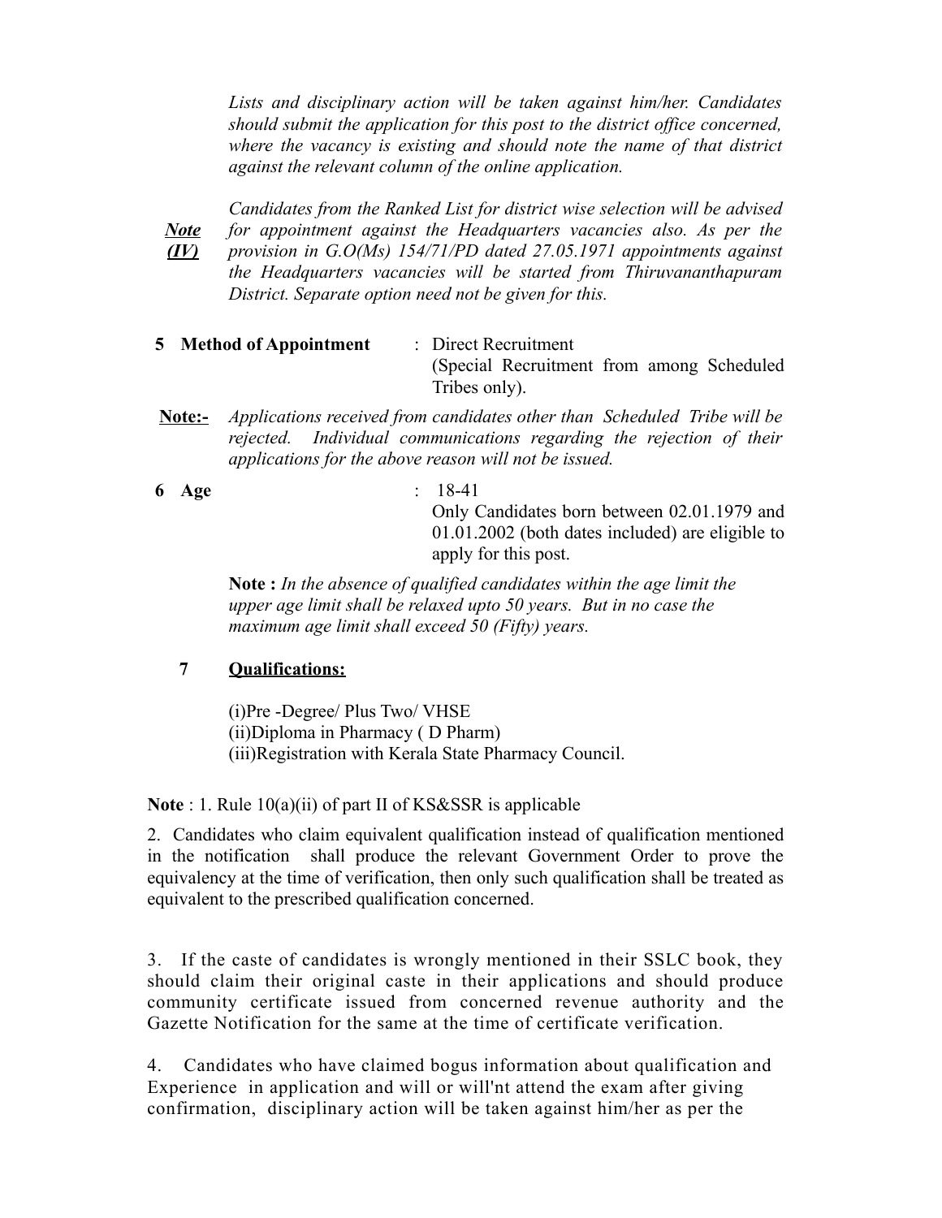*Lists and disciplinary action will be taken against him/her. Candidates should submit the application for this post to the district office concerned, where the vacancy is existing and should note the name of that district against the relevant column of the online application.*

***Note (IV)*** *Candidates from the Ranked List for district wise selection will be advised for appointment against the Headquarters vacancies also. As per the provision in G.O(Ms) 154/71/PD dated 27.05.1971 appointments against the Headquarters vacancies will be started from Thiruvananthapuram District. Separate option need not be given for this.*

**5 Method of Appointment** : Direct Recruitment (Special Recruitment from among Scheduled Tribes only).

**Note:-** *Applications received from candidates other than Scheduled Tribe will be rejected. Individual communications regarding the rejection of their applications for the above reason will not be issued.*

**6 Age** : 18-41
Only Candidates born between 02.01.1979 and 01.01.2002 (both dates included) are eligible to apply for this post.

**Note :** *In the absence of qualified candidates within the age limit the upper age limit shall be relaxed upto 50 years. But in no case the maximum age limit shall exceed 50 (Fifty) years.*

**7 Qualifications:**

(i)Pre -Degree/ Plus Two/ VHSE
(ii)Diploma in Pharmacy ( D Pharm)
(iii)Registration with Kerala State Pharmacy Council.

**Note** : 1. Rule 10(a)(ii) of part II of KS&SSR is applicable

2. Candidates who claim equivalent qualification instead of qualification mentioned in the notification shall produce the relevant Government Order to prove the equivalency at the time of verification, then only such qualification shall be treated as equivalent to the prescribed qualification concerned.

3. If the caste of candidates is wrongly mentioned in their SSLC book, they should claim their original caste in their applications and should produce community certificate issued from concerned revenue authority and the Gazette Notification for the same at the time of certificate verification.

4. Candidates who have claimed bogus information about qualification and Experience in application and will or will'nt attend the exam after giving confirmation, disciplinary action will be taken against him/her as per the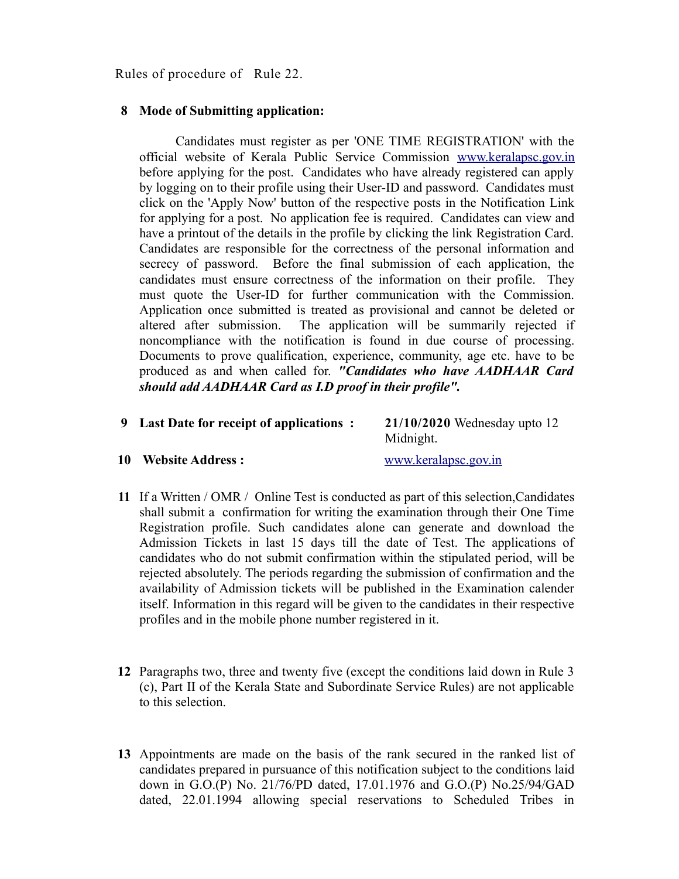Rules of procedure of Rule 22.

**8 Mode of Submitting application:**

Candidates must register as per 'ONE TIME REGISTRATION' with the official website of Kerala Public Service Commission [www.keralapsc.gov.in](http://www.keralapsc.gov.in) before applying for the post. Candidates who have already registered can apply by logging on to their profile using their User-ID and password. Candidates must click on the 'Apply Now' button of the respective posts in the Notification Link for applying for a post. No application fee is required. Candidates can view and have a printout of the details in the profile by clicking the link Registration Card. Candidates are responsible for the correctness of the personal information and secrecy of password. Before the final submission of each application, the candidates must ensure correctness of the information on their profile. They must quote the User-ID for further communication with the Commission. Application once submitted is treated as provisional and cannot be deleted or altered after submission. The application will be summarily rejected if noncompliance with the notification is found in due course of processing. Documents to prove qualification, experience, community, age etc. have to be produced as and when called for. ***"Candidates who have AADHAAR Card should add AADHAAR Card as I.D proof in their profile".***

**9 Last Date for receipt of applications :** **21/10/2020** Wednesday upto 12 Midnight.

**10 Website Address :** [www.keralapsc.gov.in](http://www.keralapsc.gov.in)

**11** If a Written / OMR / Online Test is conducted as part of this selection,Candidates shall submit a confirmation for writing the examination through their One Time Registration profile. Such candidates alone can generate and download the Admission Tickets in last 15 days till the date of Test. The applications of candidates who do not submit confirmation within the stipulated period, will be rejected absolutely. The periods regarding the submission of confirmation and the availability of Admission tickets will be published in the Examination calender itself. Information in this regard will be given to the candidates in their respective profiles and in the mobile phone number registered in it.

**12** Paragraphs two, three and twenty five (except the conditions laid down in Rule 3 (c), Part II of the Kerala State and Subordinate Service Rules) are not applicable to this selection.

**13** Appointments are made on the basis of the rank secured in the ranked list of candidates prepared in pursuance of this notification subject to the conditions laid down in G.O.(P) No. 21/76/PD dated, 17.01.1976 and G.O.(P) No.25/94/GAD dated, 22.01.1994 allowing special reservations to Scheduled Tribes in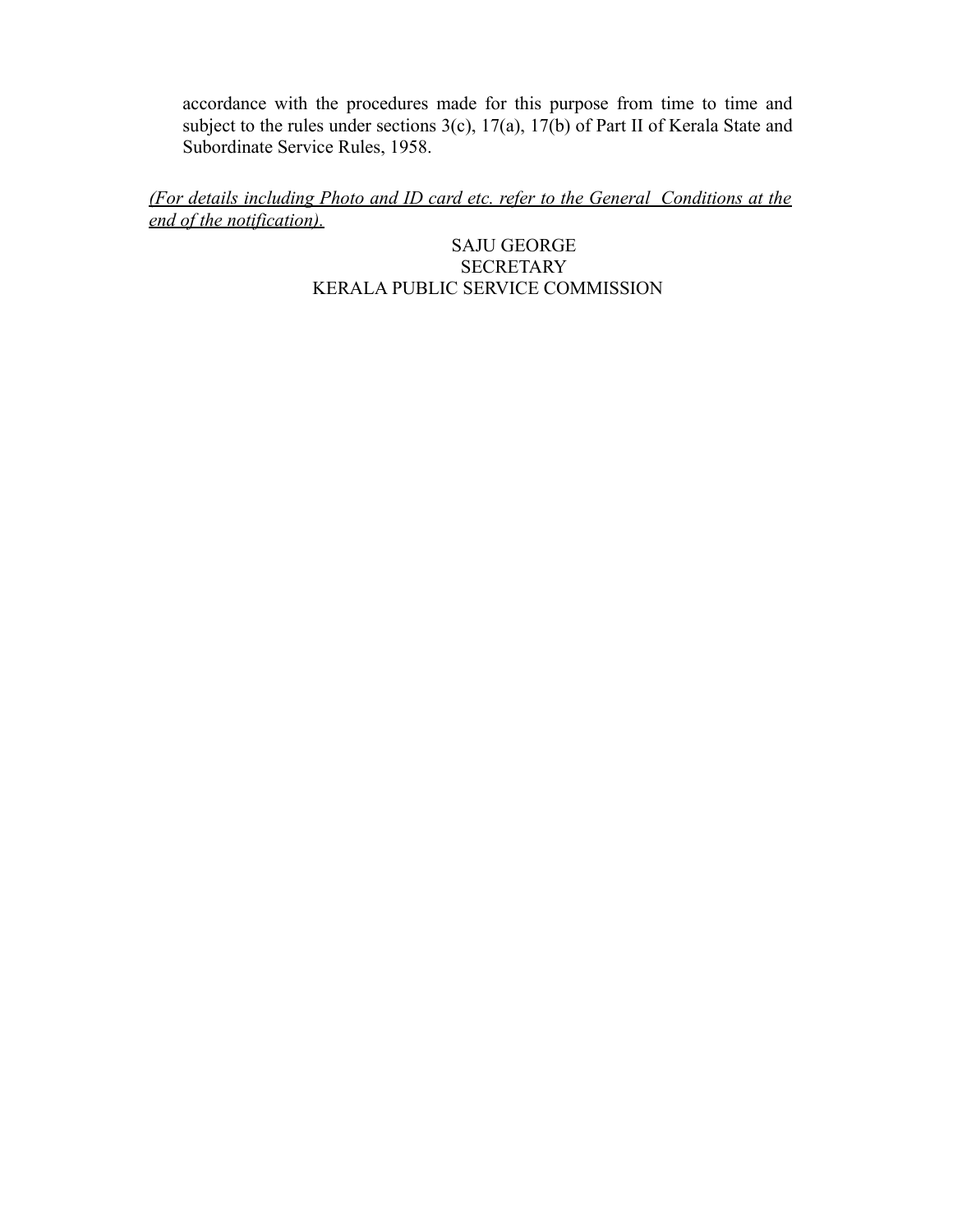accordance with the procedures made for this purpose from time to time and subject to the rules under sections 3(c), 17(a), 17(b) of Part II of Kerala State and Subordinate Service Rules, 1958.

*(For details including Photo and ID card etc. refer to the General Conditions at the end of the notification).*

SAJU GEORGE
SECRETARY
KERALA PUBLIC SERVICE COMMISSION